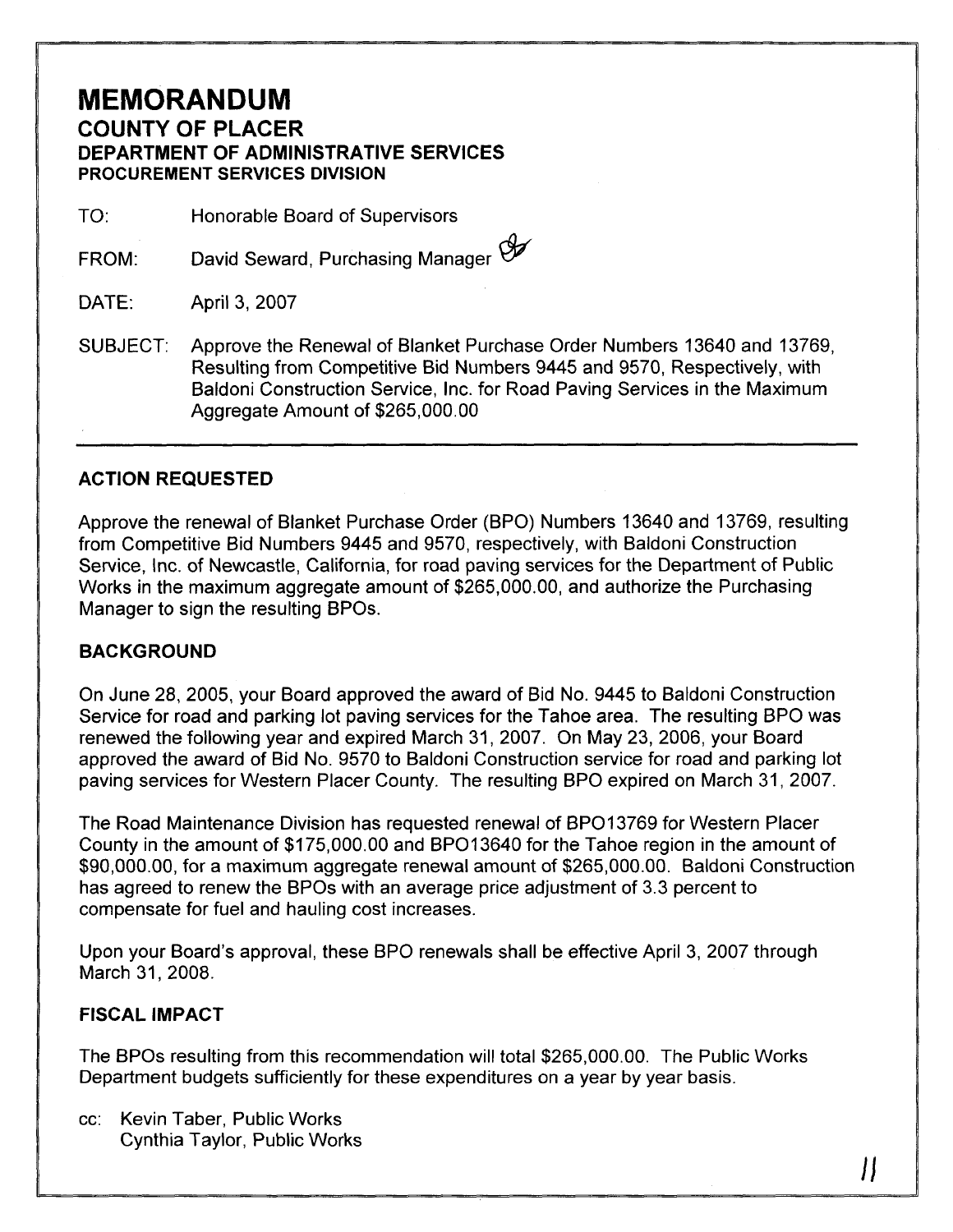# MEMORANDUM

## COUNTY OF PLACER

### DEPARTMENT OF ADMINISTRATIVE SERVICES

### PROCUREMENT SERVICES DIVISION

TO: Honorable Board of Supervisors

FROM: David Seward, Purchasing Manager

DATE: April 3, 2007

SUBJECT: Approve the Renewal of Blanket Purchase Order Numbers 13640 and 13769, Resulting from Competitive Bid Numbers 9445 and 9570, Respectively, with Baldoni Construction Service, Inc. for Road Paving Services in the Maximum Aggregate Amount of $265,000.00

---

**ACTION REQUESTED**

Approve the renewal of Blanket Purchase Order (BPO) Numbers 13640 and 13769, resulting from Competitive Bid Numbers 9445 and 9570, respectively, with Baldoni Construction Service, Inc. of Newcastle, California, for road paving services for the Department of Public Works in the maximum aggregate amount of $265,000.00, and authorize the Purchasing Manager to sign the resulting BPOs.

**BACKGROUND**

On June 28, 2005, your Board approved the award of Bid No. 9445 to Baldoni Construction Service for road and parking lot paving services for the Tahoe area. The resulting BPO was renewed the following year and expired March 31, 2007. On May 23, 2006, your Board approved the award of Bid No. 9570 to Baldoni Construction service for road and parking lot paving services for Western Placer County. The resulting BPO expired on March 31, 2007.

The Road Maintenance Division has requested renewal of BPO13769 for Western Placer County in the amount of $175,000.00 and BPO13640 for the Tahoe region in the amount of $90,000.00, for a maximum aggregate renewal amount of $265,000.00. Baldoni Construction has agreed to renew the BPOs with an average price adjustment of 3.3 percent to compensate for fuel and hauling cost increases.

Upon your Board's approval, these BPO renewals shall be effective April 3, 2007 through March 31, 2008.

**FISCAL IMPACT**

The BPOs resulting from this recommendation will total $265,000.00. The Public Works Department budgets sufficiently for these expenditures on a year by year basis.

cc: Kevin Taber, Public Works
Cynthia Taylor, Public Works